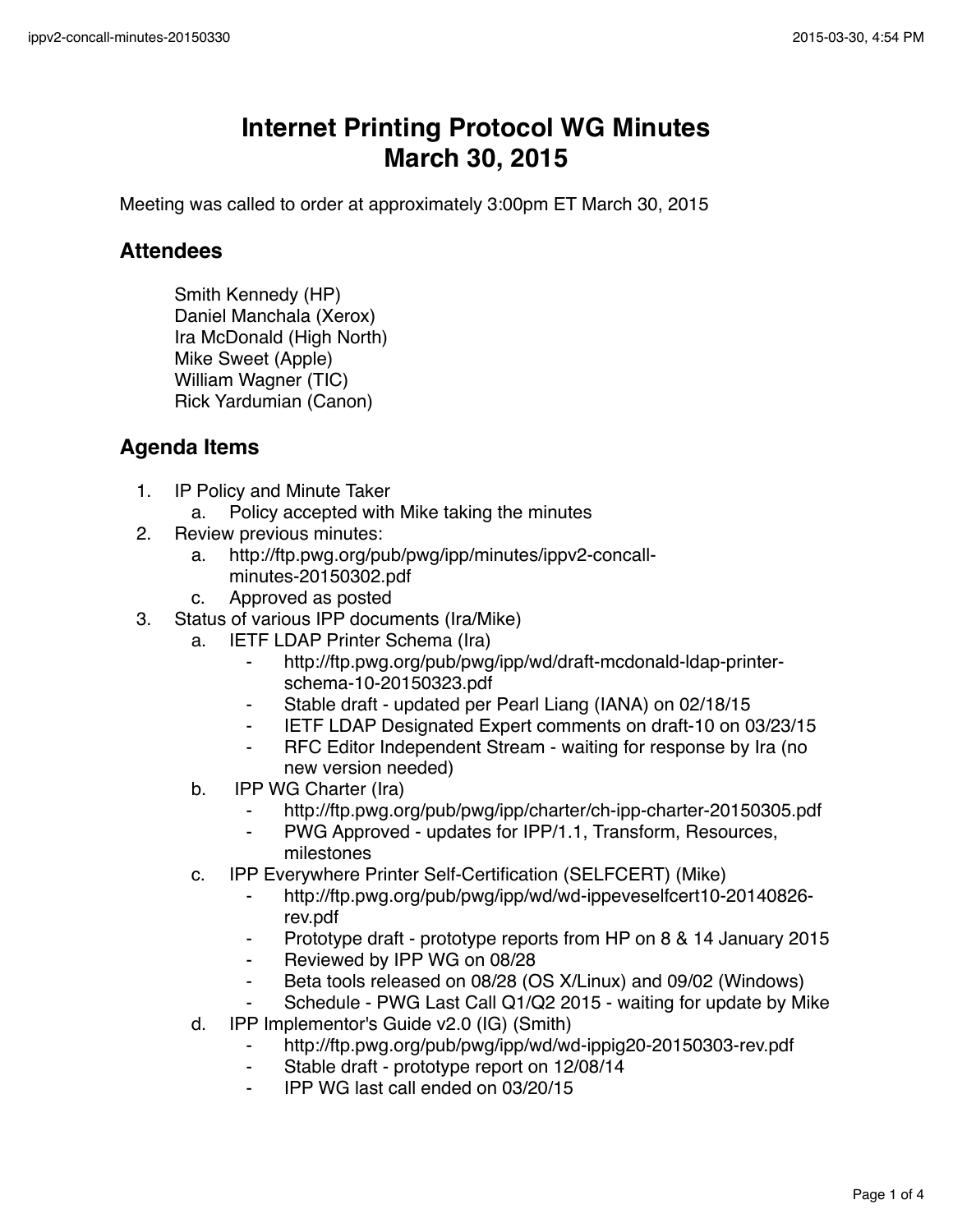# Internet Printing Protocol WG Minutes
# March 30, 2015

Meeting was called to order at approximately 3:00pm ET March 30, 2015

## Attendees

Smith Kennedy (HP)
Daniel Manchala (Xerox)
Ira McDonald (High North)
Mike Sweet (Apple)
William Wagner (TIC)
Rick Yardumian (Canon)

## Agenda Items

1. IP Policy and Minute Taker
   a. Policy accepted with Mike taking the minutes
2. Review previous minutes:
   a. http://ftp.pwg.org/pub/pwg/ipp/minutes/ippv2-concall-minutes-20150302.pdf
   c. Approved as posted
3. Status of various IPP documents (Ira/Mike)
   a. IETF LDAP Printer Schema (Ira)
      - http://ftp.pwg.org/pub/pwg/ipp/wd/draft-mcdonald-ldap-printer-schema-10-20150323.pdf
      - Stable draft - updated per Pearl Liang (IANA) on 02/18/15
      - IETF LDAP Designated Expert comments on draft-10 on 03/23/15
      - RFC Editor Independent Stream - waiting for response by Ira (no new version needed)
   b. IPP WG Charter (Ira)
      - http://ftp.pwg.org/pub/pwg/ipp/charter/ch-ipp-charter-20150305.pdf
      - PWG Approved - updates for IPP/1.1, Transform, Resources, milestones
   c. IPP Everywhere Printer Self-Certification (SELFCERT) (Mike)
      - http://ftp.pwg.org/pub/pwg/ipp/wd/wd-ippeveselfcert10-20140826-rev.pdf
      - Prototype draft - prototype reports from HP on 8 & 14 January 2015
      - Reviewed by IPP WG on 08/28
      - Beta tools released on 08/28 (OS X/Linux) and 09/02 (Windows)
      - Schedule - PWG Last Call Q1/Q2 2015 - waiting for update by Mike
   d. IPP Implementor's Guide v2.0 (IG) (Smith)
      - http://ftp.pwg.org/pub/pwg/ipp/wd/wd-ippig20-20150303-rev.pdf
      - Stable draft - prototype report on 12/08/14
      - IPP WG last call ended on 03/20/15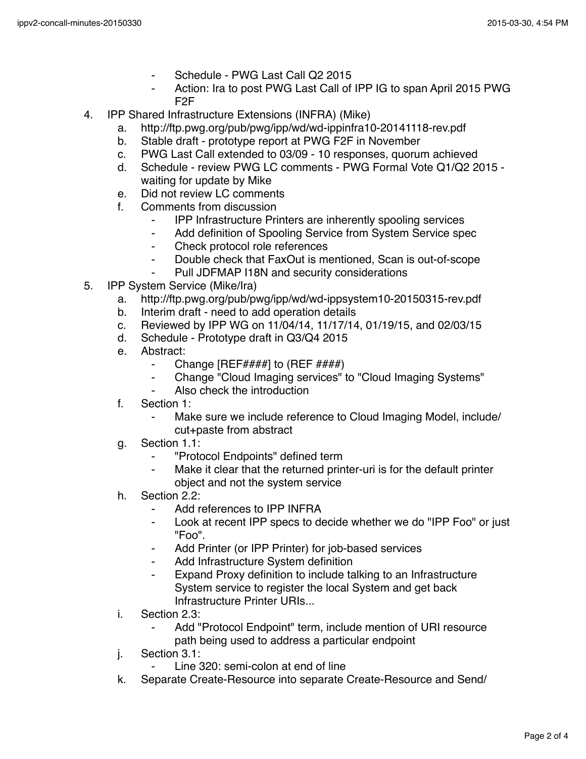- Schedule - PWG Last Call Q2 2015
- Action: Ira to post PWG Last Call of IPP IG to span April 2015 PWG F2F

4. IPP Shared Infrastructure Extensions (INFRA) (Mike)
    a. http://ftp.pwg.org/pub/pwg/ipp/wd/wd-ippinfra10-20141118-rev.pdf
    b. Stable draft - prototype report at PWG F2F in November
    c. PWG Last Call extended to 03/09 - 10 responses, quorum achieved
    d. Schedule - review PWG LC comments - PWG Formal Vote Q1/Q2 2015 - waiting for update by Mike
    e. Did not review LC comments
    f. Comments from discussion
        - IPP Infrastructure Printers are inherently spooling services
        - Add definition of Spooling Service from System Service spec
        - Check protocol role references
        - Double check that FaxOut is mentioned, Scan is out-of-scope
        - Pull JDFMAP I18N and security considerations
5. IPP System Service (Mike/Ira)
    a. http://ftp.pwg.org/pub/pwg/ipp/wd/wd-ippsystem10-20150315-rev.pdf
    b. Interim draft - need to add operation details
    c. Reviewed by IPP WG on 11/04/14, 11/17/14, 01/19/15, and 02/03/15
    d. Schedule - Prototype draft in Q3/Q4 2015
    e. Abstract:
        - Change [REF####] to (REF ####)
        - Change "Cloud Imaging services" to "Cloud Imaging Systems"
        - Also check the introduction
    f. Section 1:
        - Make sure we include reference to Cloud Imaging Model, include/ cut+paste from abstract
    g. Section 1.1:
        - "Protocol Endpoints" defined term
        - Make it clear that the returned printer-uri is for the default printer object and not the system service
    h. Section 2.2:
        - Add references to IPP INFRA
        - Look at recent IPP specs to decide whether we do "IPP Foo" or just "Foo".
        - Add Printer (or IPP Printer) for job-based services
        - Add Infrastructure System definition
        - Expand Proxy definition to include talking to an Infrastructure System service to register the local System and get back Infrastructure Printer URIs...
    i. Section 2.3:
        - Add "Protocol Endpoint" term, include mention of URI resource path being used to address a particular endpoint
    j. Section 3.1:
        - Line 320: semi-colon at end of line
    k. Separate Create-Resource into separate Create-Resource and Send/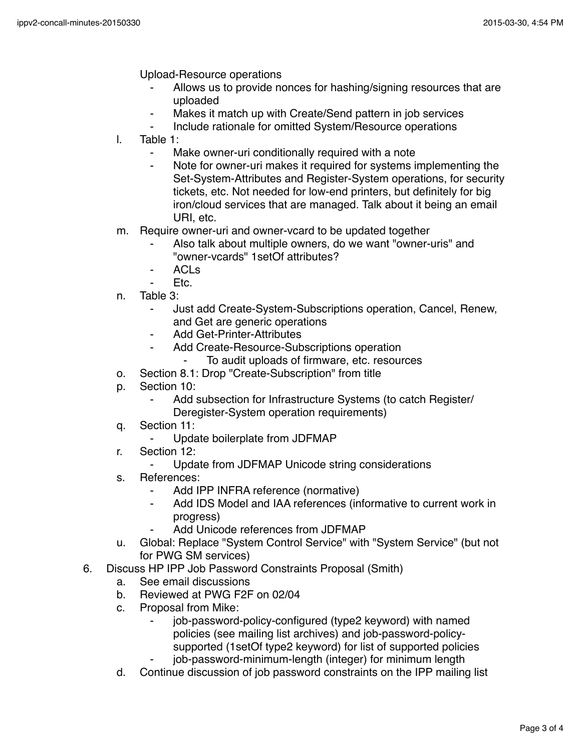Upload-Resource operations

- Allows us to provide nonces for hashing/signing resources that are uploaded
- Makes it match up with Create/Send pattern in job services
- Include rationale for omitted System/Resource operations

l. Table 1:
  - Make owner-uri conditionally required with a note
  - Note for owner-uri makes it required for systems implementing the Set-System-Attributes and Register-System operations, for security tickets, etc. Not needed for low-end printers, but definitely for big iron/cloud services that are managed. Talk about it being an email URI, etc.

m. Require owner-uri and owner-vcard to be updated together
  - Also talk about multiple owners, do we want "owner-uris" and "owner-vcards" 1setOf attributes?
  - ACLs
  - Etc.

n. Table 3:
  - Just add Create-System-Subscriptions operation, Cancel, Renew, and Get are generic operations
  - Add Get-Printer-Attributes
  - Add Create-Resource-Subscriptions operation
    - To audit uploads of firmware, etc. resources

o. Section 8.1: Drop "Create-Subscription" from title

p. Section 10:
  - Add subsection for Infrastructure Systems (to catch Register/Deregister-System operation requirements)

q. Section 11:
  - Update boilerplate from JDFMAP

r. Section 12:
  - Update from JDFMAP Unicode string considerations

s. References:
  - Add IPP INFRA reference (normative)
  - Add IDS Model and IAA references (informative to current work in progress)
  - Add Unicode references from JDFMAP

u. Global: Replace "System Control Service" with "System Service" (but not for PWG SM services)

6. Discuss HP IPP Job Password Constraints Proposal (Smith)
   a. See email discussions
   b. Reviewed at PWG F2F on 02/04
   c. Proposal from Mike:
      - job-password-policy-configured (type2 keyword) with named policies (see mailing list archives) and job-password-policy-supported (1setOf type2 keyword) for list of supported policies
      - job-password-minimum-length (integer) for minimum length
   d. Continue discussion of job password constraints on the IPP mailing list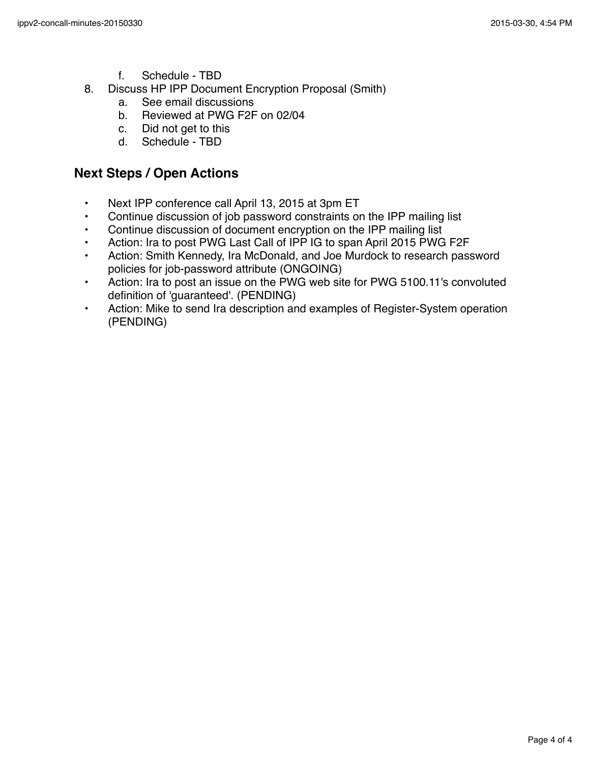f. Schedule - TBD

8. Discuss HP IPP Document Encryption Proposal (Smith)
    a. See email discussions
    b. Reviewed at PWG F2F on 02/04
    c. Did not get to this
    d. Schedule - TBD

## Next Steps / Open Actions

- Next IPP conference call April 13, 2015 at 3pm ET
- Continue discussion of job password constraints on the IPP mailing list
- Continue discussion of document encryption on the IPP mailing list
- Action: Ira to post PWG Last Call of IPP IG to span April 2015 PWG F2F
- Action: Smith Kennedy, Ira McDonald, and Joe Murdock to research password policies for job-password attribute (ONGOING)
- Action: Ira to post an issue on the PWG web site for PWG 5100.11's convoluted definition of 'guaranteed'. (PENDING)
- Action: Mike to send Ira description and examples of Register-System operation (PENDING)